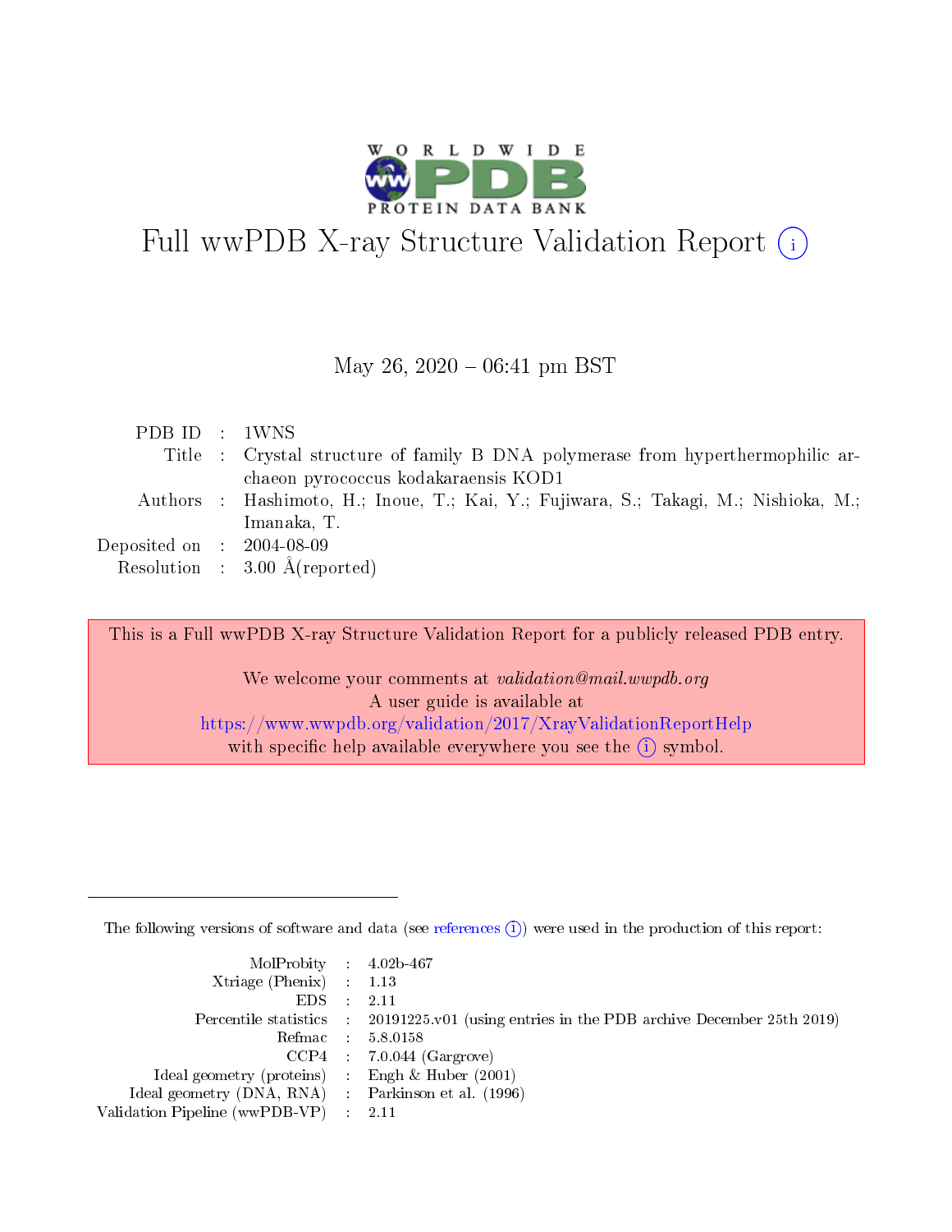# Full wwPDB X-ray Structure Validation Report (i)

May 26, 2020 – 06:41 pm BST

| | | |
|---|---|---|
| PDB ID | : | 1WNS |
| Title | : | Crystal structure of family B DNA polymerase from hyperthermophilic archaeon pyrococcus kodakaraensis KOD1 |
| Authors | : | Hashimoto, H.; Inoue, T.; Kai, Y.; Fujiwara, S.; Takagi, M.; Nishioka, M.; Imanaka, T. |
| Deposited on | : | 2004-08-09 |
| Resolution | : | 3.00 Å(reported) |

This is a Full wwPDB X-ray Structure Validation Report for a publicly released PDB entry.

We welcome your comments at *validation@mail.wwpdb.org*
A user guide is available at
https://www.wwpdb.org/validation/2017/XrayValidationReportHelp
with specific help available everywhere you see the (i) symbol.

The following versions of software and data (see references (i)) were used in the production of this report:

| | | |
|---|---|---|
| MolProbity | : | 4.02b-467 |
| Xtriage (Phenix) | : | 1.13 |
| EDS | : | 2.11 |
| Percentile statistics | : | 20191225.v01 (using entries in the PDB archive December 25th 2019) |
| Refmac | : | 5.8.0158 |
| CCP4 | : | 7.0.044 (Gargrove) |
| Ideal geometry (proteins) | : | Engh & Huber (2001) |
| Ideal geometry (DNA, RNA) | : | Parkinson et al. (1996) |
| Validation Pipeline (wwPDB-VP) | : | 2.11 |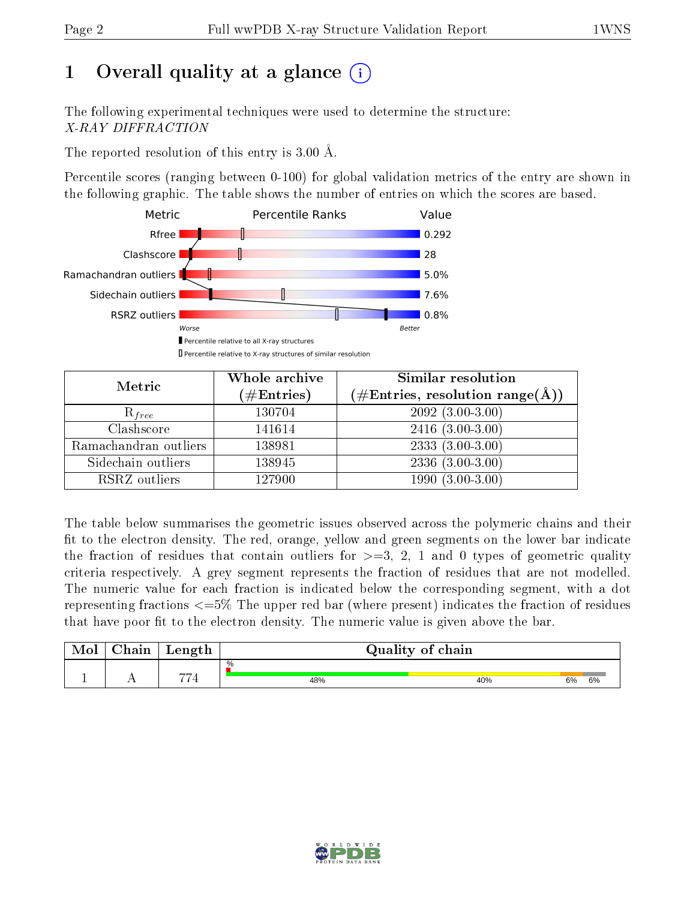# 1 Overall quality at a glance

The following experimental techniques were used to determine the structure: *X-RAY DIFFRACTION*

The reported resolution of this entry is 3.00 Å.

Percentile scores (ranging between 0-100) for global validation metrics of the entry are shown in the following graphic. The table shows the number of entries on which the scores are based.

| Metric | Value |
|---|---|
| Rfree | 0.292 |
| Clashscore | 28 |
| Ramachandran outliers | 5.0% |
| Sidechain outliers | 7.6% |
| RSRZ outliers | 0.8% |

| Metric | Whole archive (#Entries) | Similar resolution (#Entries, resolution range(Å)) |
|---|---|---|
| $R_{free}$ | 130704 | 2092 (3.00-3.00) |
| Clashscore | 141614 | 2416 (3.00-3.00) |
| Ramachandran outliers | 138981 | 2333 (3.00-3.00) |
| Sidechain outliers | 138945 | 2336 (3.00-3.00) |
| RSRZ outliers | 127900 | 1990 (3.00-3.00) |

The table below summarises the geometric issues observed across the polymeric chains and their fit to the electron density. The red, orange, yellow and green segments on the lower bar indicate the fraction of residues that contain outliers for >=3, 2, 1 and 0 types of geometric quality criteria respectively. A grey segment represents the fraction of residues that are not modelled. The numeric value for each fraction is indicated below the corresponding segment, with a dot representing fractions <=5% The upper red bar (where present) indicates the fraction of residues that have poor fit to the electron density. The numeric value is given above the bar.

| Mol | Chain | Length | Quality of chain |
|---|---|---|---|
| 1 | A | 774 | 48% / 40% / 6% / 6% |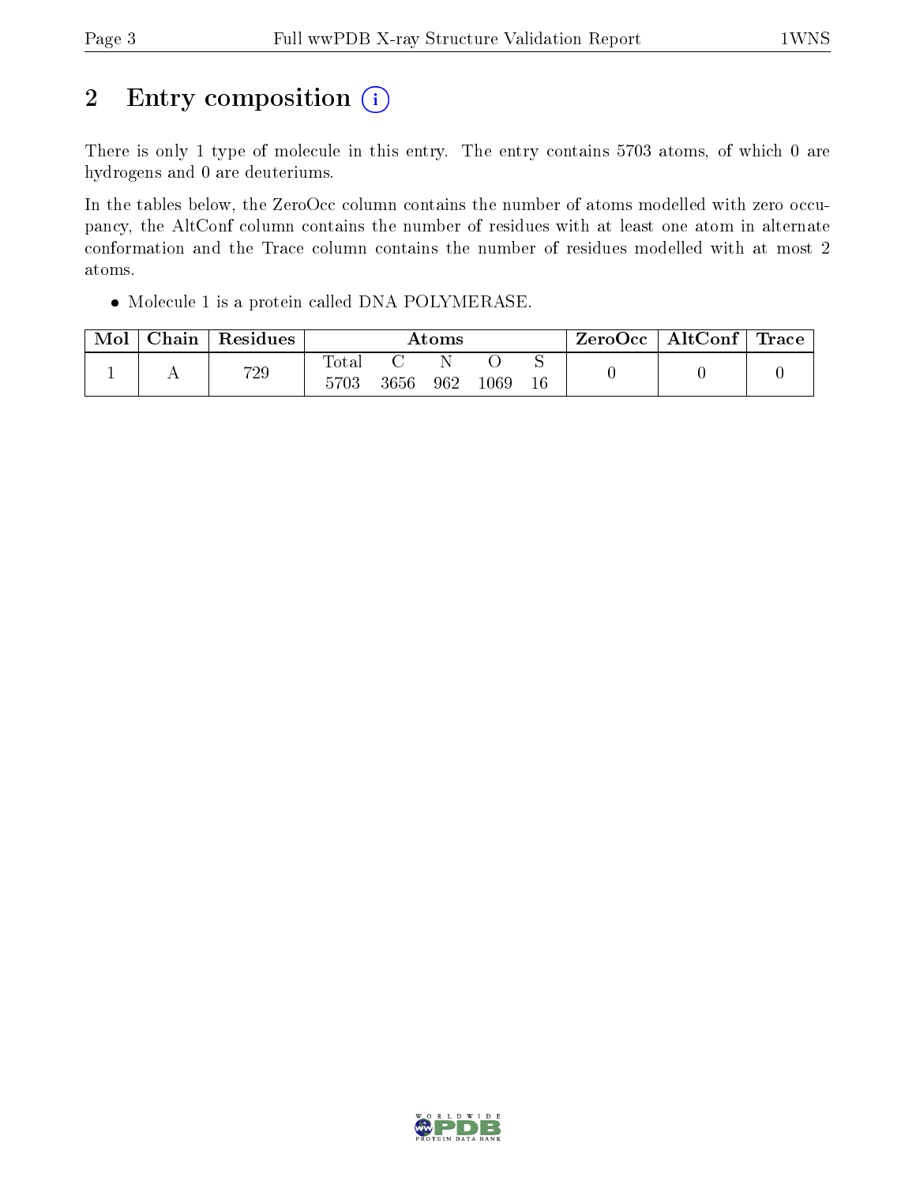## 2 Entry composition (i)

There is only 1 type of molecule in this entry. The entry contains 5703 atoms, of which 0 are hydrogens and 0 are deuteriums.

In the tables below, the ZeroOcc column contains the number of atoms modelled with zero occupancy, the AltConf column contains the number of residues with at least one atom in alternate conformation and the Trace column contains the number of residues modelled with at most 2 atoms.

- Molecule 1 is a protein called DNA POLYMERASE.

| Mol | Chain | Residues | Atoms | | | | | ZeroOcc | AltConf | Trace |
|---|---|---|---|---|---|---|---|---|---|---|
| 1 | A | 729 | Total | C | N | O | S | 0 | 0 | 0 |
| | | | 5703 | 3656 | 962 | 1069 | 16 | | | |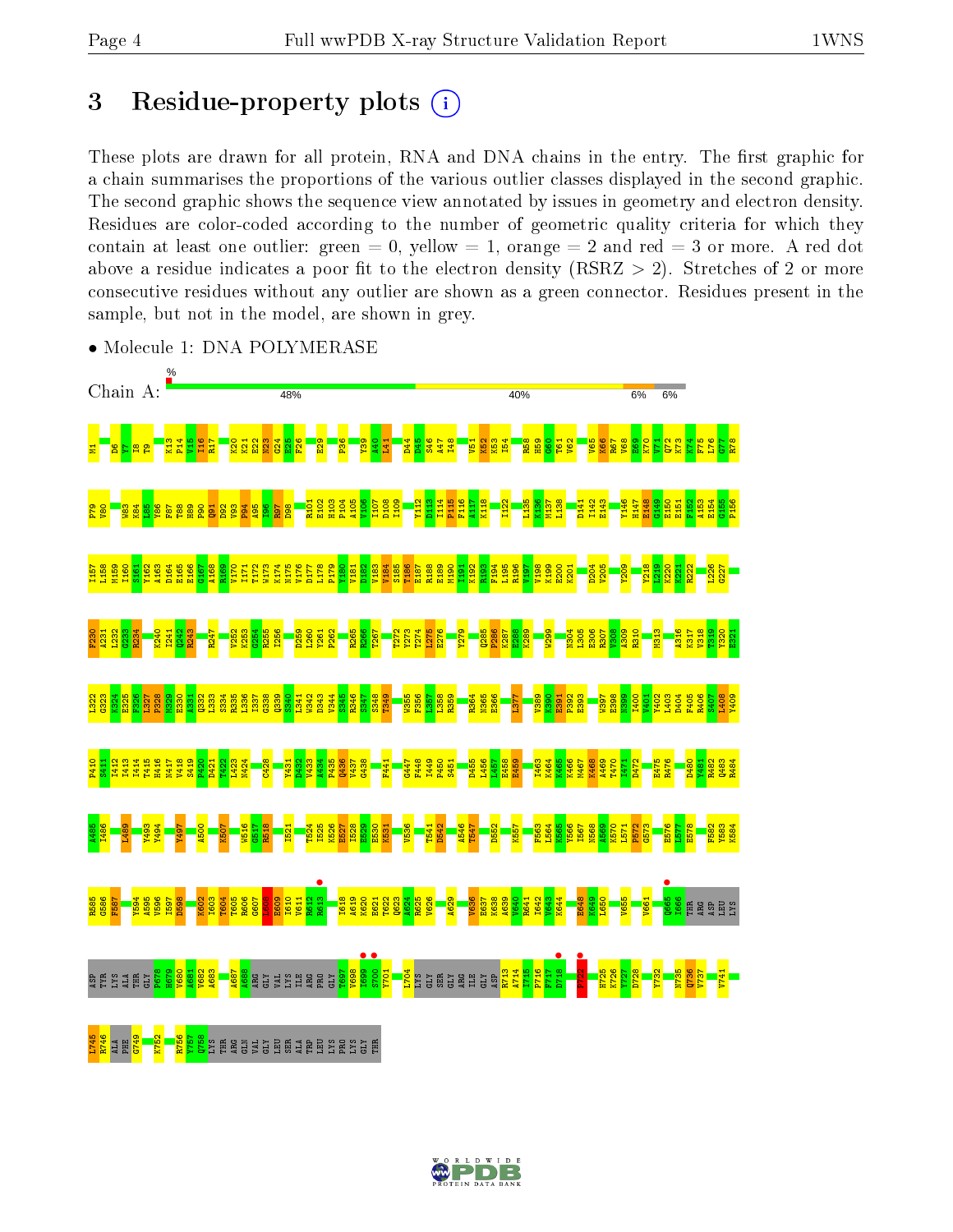# 3 Residue-property plots

These plots are drawn for all protein, RNA and DNA chains in the entry. The first graphic for a chain summarises the proportions of the various outlier classes displayed in the second graphic. The second graphic shows the sequence view annotated by issues in geometry and electron density. Residues are color-coded according to the number of geometric quality criteria for which they contain at least one outlier: green = 0, yellow = 1, orange = 2 and red = 3 or more. A red dot above a residue indicates a poor fit to the electron density (RSRZ > 2). Stretches of 2 or more consecutive residues without any outlier are shown as a green connector. Residues present in the sample, but not in the model, are shown in grey.

- Molecule 1: DNA POLYMERASE

Chain A:

%

48%

40%

6%

6%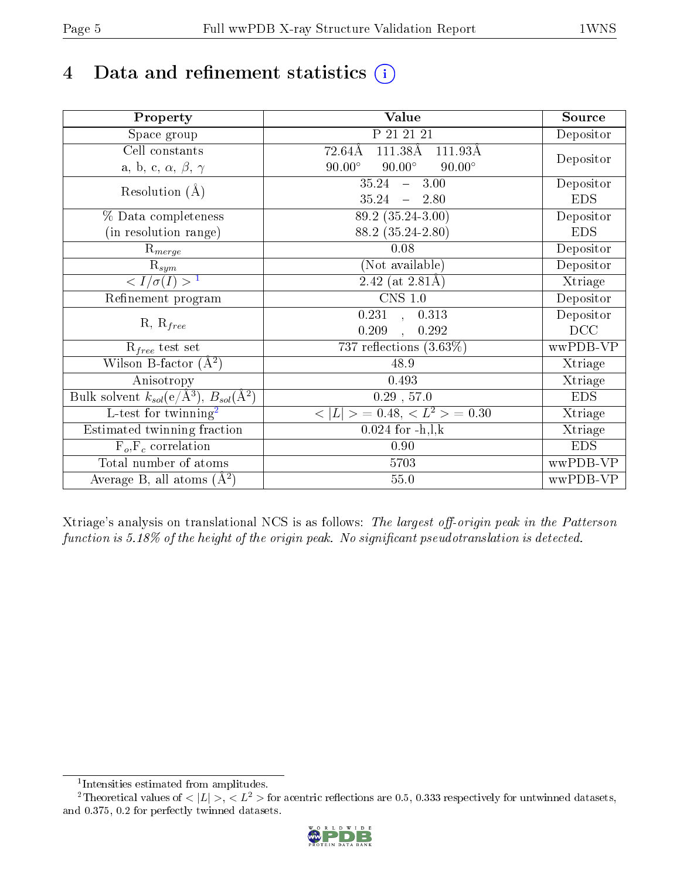# 4 Data and refinement statistics

| Property | Value | Source |
|---|---|---|
| Space group | P 21 21 21 | Depositor |
| Cell constants<br>a, b, c, $\alpha$, $\beta$, $\gamma$ | 72.64Å 111.38Å 111.93Å<br>90.00° 90.00° 90.00° | Depositor |
| Resolution (Å) | 35.24 – 3.00<br>35.24 – 2.80 | Depositor<br>EDS |
| % Data completeness<br>(in resolution range) | 89.2 (35.24-3.00)<br>88.2 (35.24-2.80) | Depositor<br>EDS |
| $R_{merge}$ | 0.08 | Depositor |
| $R_{sym}$ | (Not available) | Depositor |
| $< I/\sigma(I) >$ [1] | 2.42 (at 2.81Å) | Xtriage |
| Refinement program | CNS 1.0 | Depositor |
| R, $R_{free}$ | 0.231 , 0.313<br>0.209 , 0.292 | Depositor<br>DCC |
| $R_{free}$ test set | 737 reflections (3.63%) | wwPDB-VP |
| Wilson B-factor (Å$^2$) | 48.9 | Xtriage |
| Anisotropy | 0.493 | Xtriage |
| Bulk solvent $k_{sol}$(e/Å$^3$), $B_{sol}$(Å$^2$) | 0.29 , 57.0 | EDS |
| L-test for twinning[2] | $< \|L\| > = 0.48$, $< L^2 > = 0.30$ | Xtriage |
| Estimated twinning fraction | 0.024 for -h,l,k | Xtriage |
| $F_o$,$F_c$ correlation | 0.90 | EDS |
| Total number of atoms | 5703 | wwPDB-VP |
| Average B, all atoms (Å$^2$) | 55.0 | wwPDB-VP |

Xtriage's analysis on translational NCS is as follows: *The largest off-origin peak in the Patterson function is 5.18% of the height of the origin peak. No significant pseudotranslation is detected.*

[1] Intensities estimated from amplitudes.

[2] Theoretical values of $< |L| >$, $< L^2 >$ for acentric reflections are 0.5, 0.333 respectively for untwinned datasets, and 0.375, 0.2 for perfectly twinned datasets.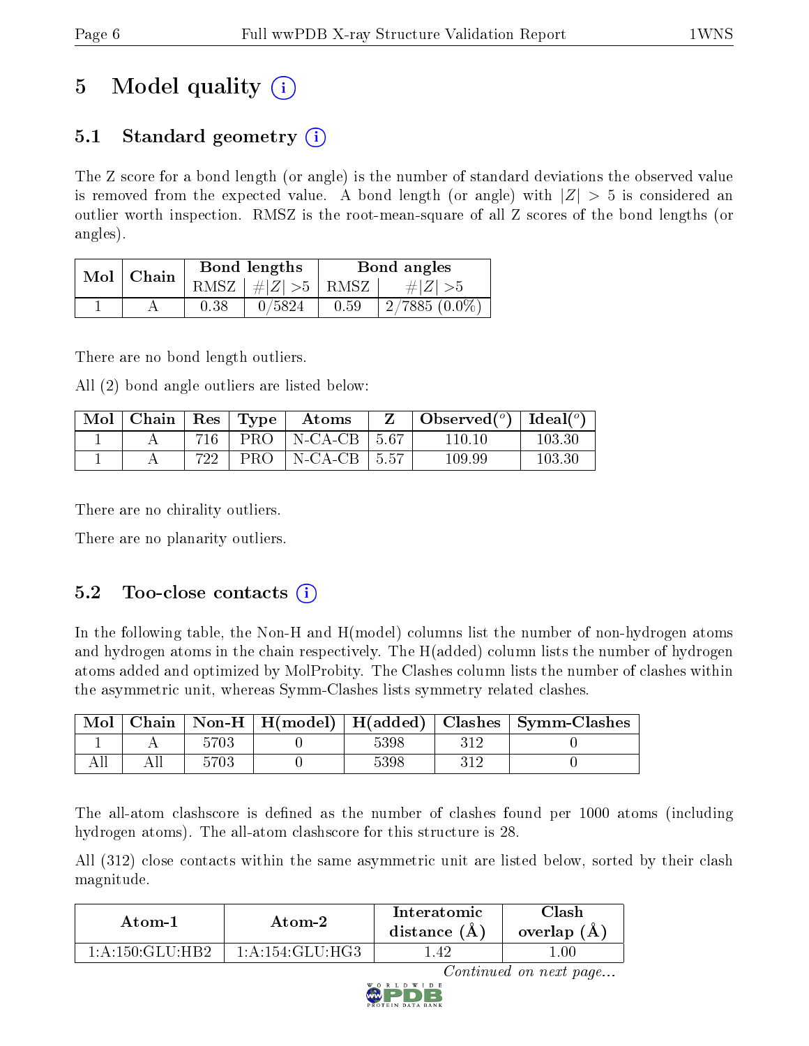# 5 Model quality

## 5.1 Standard geometry

The Z score for a bond length (or angle) is the number of standard deviations the observed value is removed from the expected value. A bond length (or angle) with $|Z| > 5$ is considered an outlier worth inspection. RMSZ is the root-mean-square of all Z scores of the bond lengths (or angles).

| Mol | Chain | Bond lengths | | Bond angles | |
|---|---|---|---|---|---|
| | | RMSZ | #\|Z\| >5 | RMSZ | #\|Z\| >5 |
| 1 | A | 0.38 | 0/5824 | 0.59 | 2/7885 (0.0%) |

There are no bond length outliers.

All (2) bond angle outliers are listed below:

| Mol | Chain | Res | Type | Atoms | Z | Observed(°) | Ideal(°) |
|---|---|---|---|---|---|---|---|
| 1 | A | 716 | PRO | N-CA-CB | 5.67 | 110.10 | 103.30 |
| 1 | A | 722 | PRO | N-CA-CB | 5.57 | 109.99 | 103.30 |

There are no chirality outliers.

There are no planarity outliers.

## 5.2 Too-close contacts

In the following table, the Non-H and H(model) columns list the number of non-hydrogen atoms and hydrogen atoms in the chain respectively. The H(added) column lists the number of hydrogen atoms added and optimized by MolProbity. The Clashes column lists the number of clashes within the asymmetric unit, whereas Symm-Clashes lists symmetry related clashes.

| Mol | Chain | Non-H | H(model) | H(added) | Clashes | Symm-Clashes |
|---|---|---|---|---|---|---|
| 1 | A | 5703 | 0 | 5398 | 312 | 0 |
| All | All | 5703 | 0 | 5398 | 312 | 0 |

The all-atom clashscore is defined as the number of clashes found per 1000 atoms (including hydrogen atoms). The all-atom clashscore for this structure is 28.

All (312) close contacts within the same asymmetric unit are listed below, sorted by their clash magnitude.

| Atom-1 | Atom-2 | Interatomic distance (Å) | Clash overlap (Å) |
|---|---|---|---|
| 1:A:150:GLU:HB2 | 1:A:154:GLU:HG3 | 1.42 | 1.00 |

*Continued on next page...*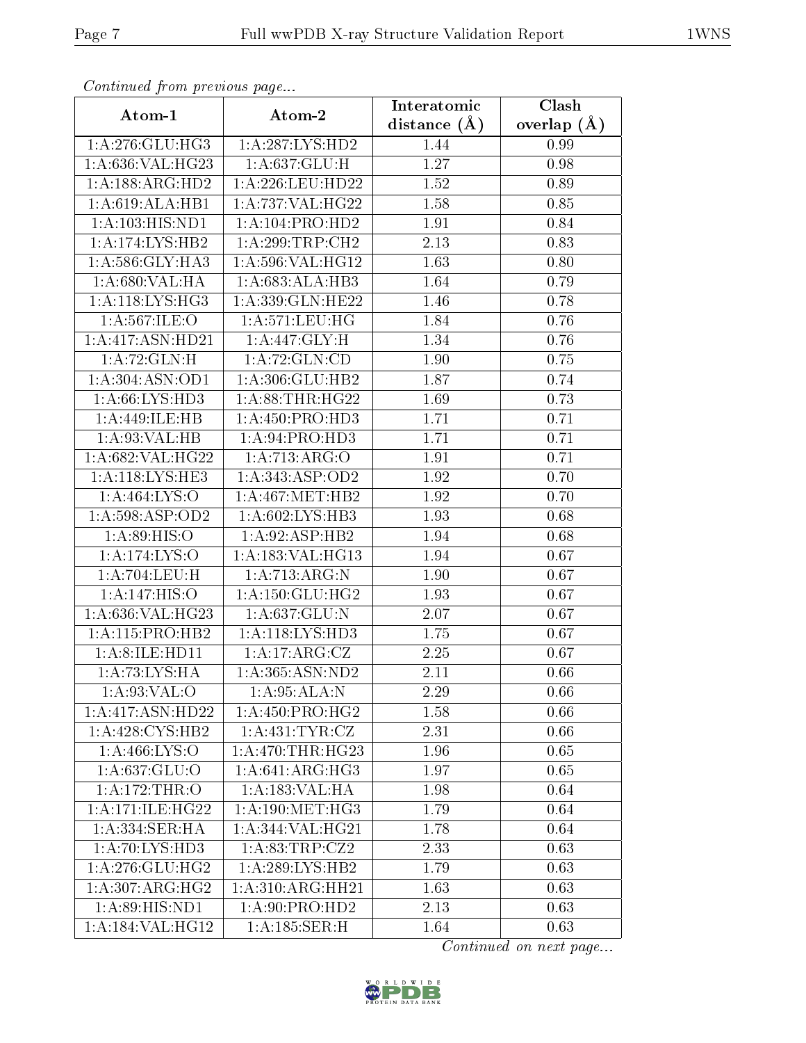*Continued from previous page...*

| Atom-1 | Atom-2 | Interatomic distance (Å) | Clash overlap (Å) |
|---|---|---|---|
| 1:A:276:GLU:HG3 | 1:A:287:LYS:HD2 | 1.44 | 0.99 |
| 1:A:636:VAL:HG23 | 1:A:637:GLU:H | 1.27 | 0.98 |
| 1:A:188:ARG:HD2 | 1:A:226:LEU:HD22 | 1.52 | 0.89 |
| 1:A:619:ALA:HB1 | 1:A:737:VAL:HG22 | 1.58 | 0.85 |
| 1:A:103:HIS:ND1 | 1:A:104:PRO:HD2 | 1.91 | 0.84 |
| 1:A:174:LYS:HB2 | 1:A:299:TRP:CH2 | 2.13 | 0.83 |
| 1:A:586:GLY:HA3 | 1:A:596:VAL:HG12 | 1.63 | 0.80 |
| 1:A:680:VAL:HA | 1:A:683:ALA:HB3 | 1.64 | 0.79 |
| 1:A:118:LYS:HG3 | 1:A:339:GLN:HE22 | 1.46 | 0.78 |
| 1:A:567:ILE:O | 1:A:571:LEU:HG | 1.84 | 0.76 |
| 1:A:417:ASN:HD21 | 1:A:447:GLY:H | 1.34 | 0.76 |
| 1:A:72:GLN:H | 1:A:72:GLN:CD | 1.90 | 0.75 |
| 1:A:304:ASN:OD1 | 1:A:306:GLU:HB2 | 1.87 | 0.74 |
| 1:A:66:LYS:HD3 | 1:A:88:THR:HG22 | 1.69 | 0.73 |
| 1:A:449:ILE:HB | 1:A:450:PRO:HD3 | 1.71 | 0.71 |
| 1:A:93:VAL:HB | 1:A:94:PRO:HD3 | 1.71 | 0.71 |
| 1:A:682:VAL:HG22 | 1:A:713:ARG:O | 1.91 | 0.71 |
| 1:A:118:LYS:HE3 | 1:A:343:ASP:OD2 | 1.92 | 0.70 |
| 1:A:464:LYS:O | 1:A:467:MET:HB2 | 1.92 | 0.70 |
| 1:A:598:ASP:OD2 | 1:A:602:LYS:HB3 | 1.93 | 0.68 |
| 1:A:89:HIS:O | 1:A:92:ASP:HB2 | 1.94 | 0.68 |
| 1:A:174:LYS:O | 1:A:183:VAL:HG13 | 1.94 | 0.67 |
| 1:A:704:LEU:H | 1:A:713:ARG:N | 1.90 | 0.67 |
| 1:A:147:HIS:O | 1:A:150:GLU:HG2 | 1.93 | 0.67 |
| 1:A:636:VAL:HG23 | 1:A:637:GLU:N | 2.07 | 0.67 |
| 1:A:115:PRO:HB2 | 1:A:118:LYS:HD3 | 1.75 | 0.67 |
| 1:A:8:ILE:HD11 | 1:A:17:ARG:CZ | 2.25 | 0.67 |
| 1:A:73:LYS:HA | 1:A:365:ASN:ND2 | 2.11 | 0.66 |
| 1:A:93:VAL:O | 1:A:95:ALA:N | 2.29 | 0.66 |
| 1:A:417:ASN:HD22 | 1:A:450:PRO:HG2 | 1.58 | 0.66 |
| 1:A:428:CYS:HB2 | 1:A:431:TYR:CZ | 2.31 | 0.66 |
| 1:A:466:LYS:O | 1:A:470:THR:HG23 | 1.96 | 0.65 |
| 1:A:637:GLU:O | 1:A:641:ARG:HG3 | 1.97 | 0.65 |
| 1:A:172:THR:O | 1:A:183:VAL:HA | 1.98 | 0.64 |
| 1:A:171:ILE:HG22 | 1:A:190:MET:HG3 | 1.79 | 0.64 |
| 1:A:334:SER:HA | 1:A:344:VAL:HG21 | 1.78 | 0.64 |
| 1:A:70:LYS:HD3 | 1:A:83:TRP:CZ2 | 2.33 | 0.63 |
| 1:A:276:GLU:HG2 | 1:A:289:LYS:HB2 | 1.79 | 0.63 |
| 1:A:307:ARG:HG2 | 1:A:310:ARG:HH21 | 1.63 | 0.63 |
| 1:A:89:HIS:ND1 | 1:A:90:PRO:HD2 | 2.13 | 0.63 |
| 1:A:184:VAL:HG12 | 1:A:185:SER:H | 1.64 | 0.63 |

*Continued on next page...*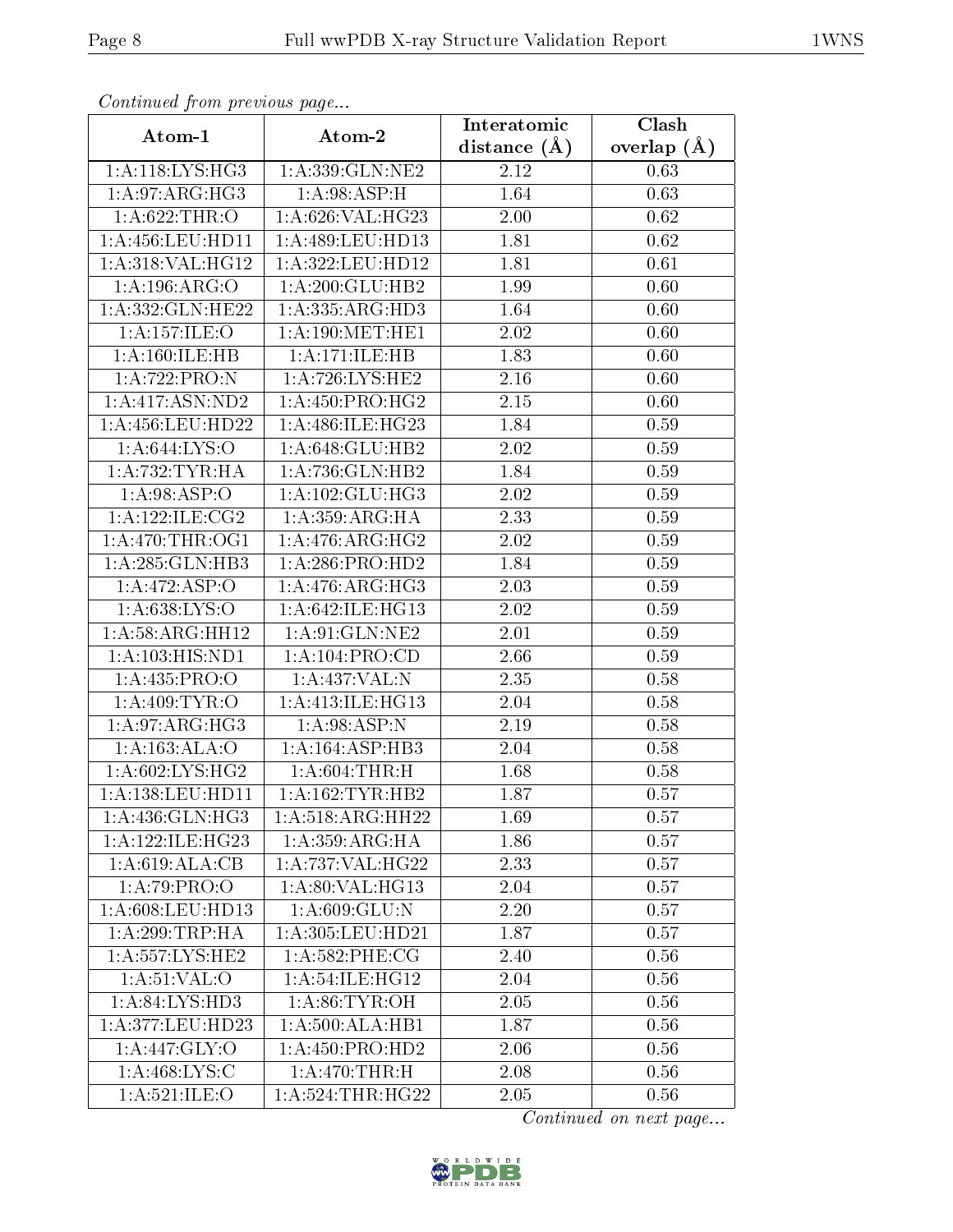*Continued from previous page...*

| Atom-1 | Atom-2 | Interatomic distance (Å) | Clash overlap (Å) |
|---|---|---|---|
| 1:A:118:LYS:HG3 | 1:A:339:GLN:NE2 | 2.12 | 0.63 |
| 1:A:97:ARG:HG3 | 1:A:98:ASP:H | 1.64 | 0.63 |
| 1:A:622:THR:O | 1:A:626:VAL:HG23 | 2.00 | 0.62 |
| 1:A:456:LEU:HD11 | 1:A:489:LEU:HD13 | 1.81 | 0.62 |
| 1:A:318:VAL:HG12 | 1:A:322:LEU:HD12 | 1.81 | 0.61 |
| 1:A:196:ARG:O | 1:A:200:GLU:HB2 | 1.99 | 0.60 |
| 1:A:332:GLN:HE22 | 1:A:335:ARG:HD3 | 1.64 | 0.60 |
| 1:A:157:ILE:O | 1:A:190:MET:HE1 | 2.02 | 0.60 |
| 1:A:160:ILE:HB | 1:A:171:ILE:HB | 1.83 | 0.60 |
| 1:A:722:PRO:N | 1:A:726:LYS:HE2 | 2.16 | 0.60 |
| 1:A:417:ASN:ND2 | 1:A:450:PRO:HG2 | 2.15 | 0.60 |
| 1:A:456:LEU:HD22 | 1:A:486:ILE:HG23 | 1.84 | 0.59 |
| 1:A:644:LYS:O | 1:A:648:GLU:HB2 | 2.02 | 0.59 |
| 1:A:732:TYR:HA | 1:A:736:GLN:HB2 | 1.84 | 0.59 |
| 1:A:98:ASP:O | 1:A:102:GLU:HG3 | 2.02 | 0.59 |
| 1:A:122:ILE:CG2 | 1:A:359:ARG:HA | 2.33 | 0.59 |
| 1:A:470:THR:OG1 | 1:A:476:ARG:HG2 | 2.02 | 0.59 |
| 1:A:285:GLN:HB3 | 1:A:286:PRO:HD2 | 1.84 | 0.59 |
| 1:A:472:ASP:O | 1:A:476:ARG:HG3 | 2.03 | 0.59 |
| 1:A:638:LYS:O | 1:A:642:ILE:HG13 | 2.02 | 0.59 |
| 1:A:58:ARG:HH12 | 1:A:91:GLN:NE2 | 2.01 | 0.59 |
| 1:A:103:HIS:ND1 | 1:A:104:PRO:CD | 2.66 | 0.59 |
| 1:A:435:PRO:O | 1:A:437:VAL:N | 2.35 | 0.58 |
| 1:A:409:TYR:O | 1:A:413:ILE:HG13 | 2.04 | 0.58 |
| 1:A:97:ARG:HG3 | 1:A:98:ASP:N | 2.19 | 0.58 |
| 1:A:163:ALA:O | 1:A:164:ASP:HB3 | 2.04 | 0.58 |
| 1:A:602:LYS:HG2 | 1:A:604:THR:H | 1.68 | 0.58 |
| 1:A:138:LEU:HD11 | 1:A:162:TYR:HB2 | 1.87 | 0.57 |
| 1:A:436:GLN:HG3 | 1:A:518:ARG:HH22 | 1.69 | 0.57 |
| 1:A:122:ILE:HG23 | 1:A:359:ARG:HA | 1.86 | 0.57 |
| 1:A:619:ALA:CB | 1:A:737:VAL:HG22 | 2.33 | 0.57 |
| 1:A:79:PRO:O | 1:A:80:VAL:HG13 | 2.04 | 0.57 |
| 1:A:608:LEU:HD13 | 1:A:609:GLU:N | 2.20 | 0.57 |
| 1:A:299:TRP:HA | 1:A:305:LEU:HD21 | 1.87 | 0.57 |
| 1:A:557:LYS:HE2 | 1:A:582:PHE:CG | 2.40 | 0.56 |
| 1:A:51:VAL:O | 1:A:54:ILE:HG12 | 2.04 | 0.56 |
| 1:A:84:LYS:HD3 | 1:A:86:TYR:OH | 2.05 | 0.56 |
| 1:A:377:LEU:HD23 | 1:A:500:ALA:HB1 | 1.87 | 0.56 |
| 1:A:447:GLY:O | 1:A:450:PRO:HD2 | 2.06 | 0.56 |
| 1:A:468:LYS:C | 1:A:470:THR:H | 2.08 | 0.56 |
| 1:A:521:ILE:O | 1:A:524:THR:HG22 | 2.05 | 0.56 |

*Continued on next page...*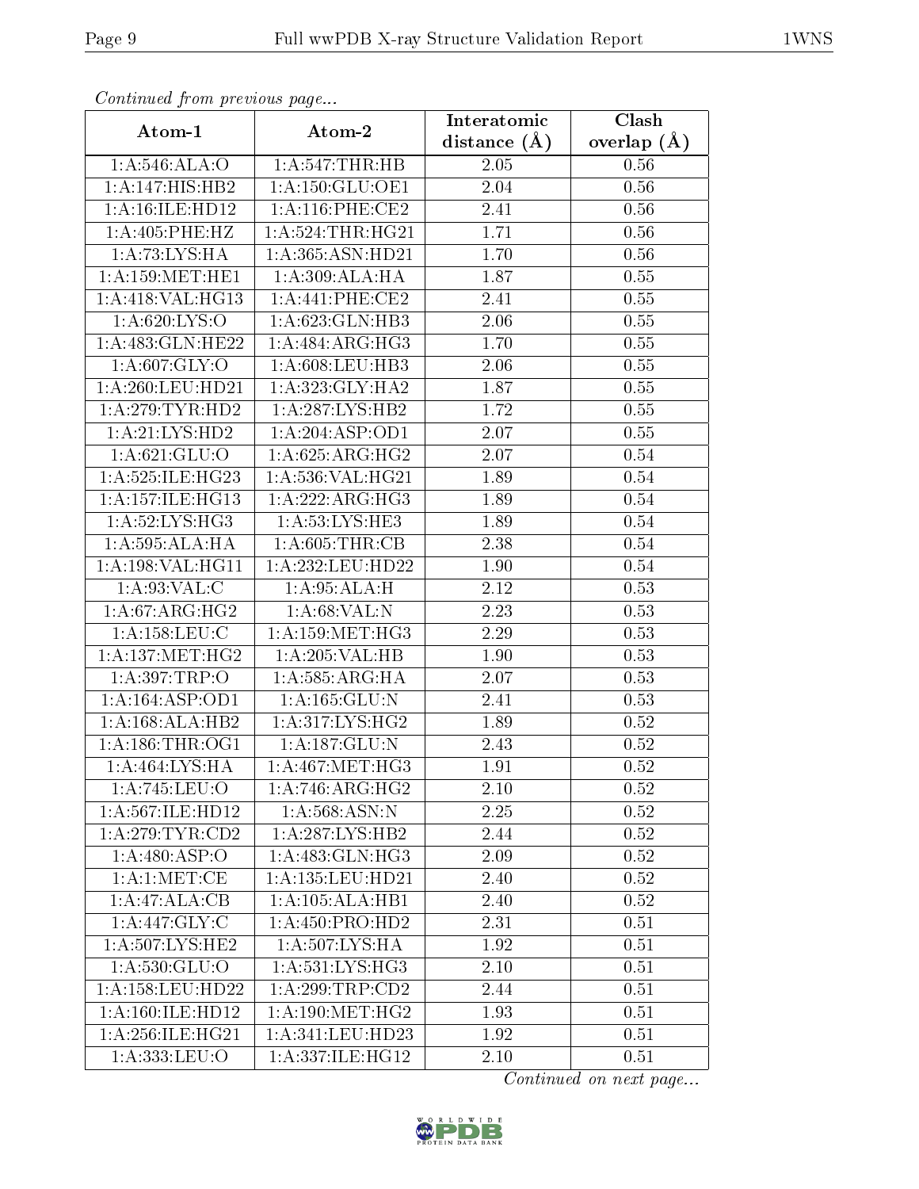*Continued from previous page...*

| Atom-1 | Atom-2 | Interatomic distance (Å) | Clash overlap (Å) |
| --- | --- | --- | --- |
| 1:A:546:ALA:O | 1:A:547:THR:HB | 2.05 | 0.56 |
| 1:A:147:HIS:HB2 | 1:A:150:GLU:OE1 | 2.04 | 0.56 |
| 1:A:16:ILE:HD12 | 1:A:116:PHE:CE2 | 2.41 | 0.56 |
| 1:A:405:PHE:HZ | 1:A:524:THR:HG21 | 1.71 | 0.56 |
| 1:A:73:LYS:HA | 1:A:365:ASN:HD21 | 1.70 | 0.56 |
| 1:A:159:MET:HE1 | 1:A:309:ALA:HA | 1.87 | 0.55 |
| 1:A:418:VAL:HG13 | 1:A:441:PHE:CE2 | 2.41 | 0.55 |
| 1:A:620:LYS:O | 1:A:623:GLN:HB3 | 2.06 | 0.55 |
| 1:A:483:GLN:HE22 | 1:A:484:ARG:HG3 | 1.70 | 0.55 |
| 1:A:607:GLY:O | 1:A:608:LEU:HB3 | 2.06 | 0.55 |
| 1:A:260:LEU:HD21 | 1:A:323:GLY:HA2 | 1.87 | 0.55 |
| 1:A:279:TYR:HD2 | 1:A:287:LYS:HB2 | 1.72 | 0.55 |
| 1:A:21:LYS:HD2 | 1:A:204:ASP:OD1 | 2.07 | 0.55 |
| 1:A:621:GLU:O | 1:A:625:ARG:HG2 | 2.07 | 0.54 |
| 1:A:525:ILE:HG23 | 1:A:536:VAL:HG21 | 1.89 | 0.54 |
| 1:A:157:ILE:HG13 | 1:A:222:ARG:HG3 | 1.89 | 0.54 |
| 1:A:52:LYS:HG3 | 1:A:53:LYS:HE3 | 1.89 | 0.54 |
| 1:A:595:ALA:HA | 1:A:605:THR:CB | 2.38 | 0.54 |
| 1:A:198:VAL:HG11 | 1:A:232:LEU:HD22 | 1.90 | 0.54 |
| 1:A:93:VAL:C | 1:A:95:ALA:H | 2.12 | 0.53 |
| 1:A:67:ARG:HG2 | 1:A:68:VAL:N | 2.23 | 0.53 |
| 1:A:158:LEU:C | 1:A:159:MET:HG3 | 2.29 | 0.53 |
| 1:A:137:MET:HG2 | 1:A:205:VAL:HB | 1.90 | 0.53 |
| 1:A:397:TRP:O | 1:A:585:ARG:HA | 2.07 | 0.53 |
| 1:A:164:ASP:OD1 | 1:A:165:GLU:N | 2.41 | 0.53 |
| 1:A:168:ALA:HB2 | 1:A:317:LYS:HG2 | 1.89 | 0.52 |
| 1:A:186:THR:OG1 | 1:A:187:GLU:N | 2.43 | 0.52 |
| 1:A:464:LYS:HA | 1:A:467:MET:HG3 | 1.91 | 0.52 |
| 1:A:745:LEU:O | 1:A:746:ARG:HG2 | 2.10 | 0.52 |
| 1:A:567:ILE:HD12 | 1:A:568:ASN:N | 2.25 | 0.52 |
| 1:A:279:TYR:CD2 | 1:A:287:LYS:HB2 | 2.44 | 0.52 |
| 1:A:480:ASP:O | 1:A:483:GLN:HG3 | 2.09 | 0.52 |
| 1:A:1:MET:CE | 1:A:135:LEU:HD21 | 2.40 | 0.52 |
| 1:A:47:ALA:CB | 1:A:105:ALA:HB1 | 2.40 | 0.52 |
| 1:A:447:GLY:C | 1:A:450:PRO:HD2 | 2.31 | 0.51 |
| 1:A:507:LYS:HE2 | 1:A:507:LYS:HA | 1.92 | 0.51 |
| 1:A:530:GLU:O | 1:A:531:LYS:HG3 | 2.10 | 0.51 |
| 1:A:158:LEU:HD22 | 1:A:299:TRP:CD2 | 2.44 | 0.51 |
| 1:A:160:ILE:HD12 | 1:A:190:MET:HG2 | 1.93 | 0.51 |
| 1:A:256:ILE:HG21 | 1:A:341:LEU:HD23 | 1.92 | 0.51 |
| 1:A:333:LEU:O | 1:A:337:ILE:HG12 | 2.10 | 0.51 |

*Continued on next page...*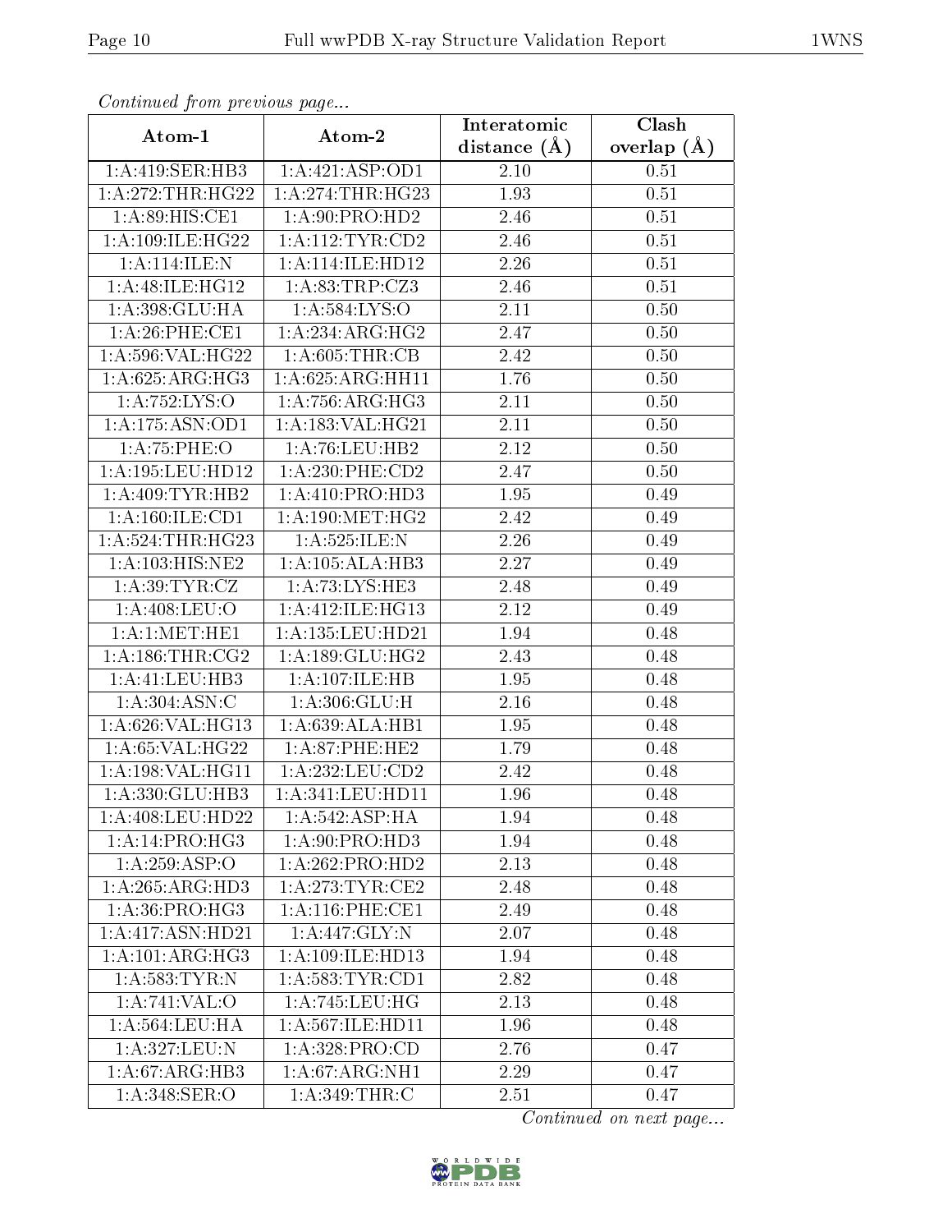*Continued from previous page...*

| Atom-1 | Atom-2 | Interatomic distance (Å) | Clash overlap (Å) |
|---|---|---|---|
| 1:A:419:SER:HB3 | 1:A:421:ASP:OD1 | 2.10 | 0.51 |
| 1:A:272:THR:HG22 | 1:A:274:THR:HG23 | 1.93 | 0.51 |
| 1:A:89:HIS:CE1 | 1:A:90:PRO:HD2 | 2.46 | 0.51 |
| 1:A:109:ILE:HG22 | 1:A:112:TYR:CD2 | 2.46 | 0.51 |
| 1:A:114:ILE:N | 1:A:114:ILE:HD12 | 2.26 | 0.51 |
| 1:A:48:ILE:HG12 | 1:A:83:TRP:CZ3 | 2.46 | 0.51 |
| 1:A:398:GLU:HA | 1:A:584:LYS:O | 2.11 | 0.50 |
| 1:A:26:PHE:CE1 | 1:A:234:ARG:HG2 | 2.47 | 0.50 |
| 1:A:596:VAL:HG22 | 1:A:605:THR:CB | 2.42 | 0.50 |
| 1:A:625:ARG:HG3 | 1:A:625:ARG:HH11 | 1.76 | 0.50 |
| 1:A:752:LYS:O | 1:A:756:ARG:HG3 | 2.11 | 0.50 |
| 1:A:175:ASN:OD1 | 1:A:183:VAL:HG21 | 2.11 | 0.50 |
| 1:A:75:PHE:O | 1:A:76:LEU:HB2 | 2.12 | 0.50 |
| 1:A:195:LEU:HD12 | 1:A:230:PHE:CD2 | 2.47 | 0.50 |
| 1:A:409:TYR:HB2 | 1:A:410:PRO:HD3 | 1.95 | 0.49 |
| 1:A:160:ILE:CD1 | 1:A:190:MET:HG2 | 2.42 | 0.49 |
| 1:A:524:THR:HG23 | 1:A:525:ILE:N | 2.26 | 0.49 |
| 1:A:103:HIS:NE2 | 1:A:105:ALA:HB3 | 2.27 | 0.49 |
| 1:A:39:TYR:CZ | 1:A:73:LYS:HE3 | 2.48 | 0.49 |
| 1:A:408:LEU:O | 1:A:412:ILE:HG13 | 2.12 | 0.49 |
| 1:A:1:MET:HE1 | 1:A:135:LEU:HD21 | 1.94 | 0.48 |
| 1:A:186:THR:CG2 | 1:A:189:GLU:HG2 | 2.43 | 0.48 |
| 1:A:41:LEU:HB3 | 1:A:107:ILE:HB | 1.95 | 0.48 |
| 1:A:304:ASN:C | 1:A:306:GLU:H | 2.16 | 0.48 |
| 1:A:626:VAL:HG13 | 1:A:639:ALA:HB1 | 1.95 | 0.48 |
| 1:A:65:VAL:HG22 | 1:A:87:PHE:HE2 | 1.79 | 0.48 |
| 1:A:198:VAL:HG11 | 1:A:232:LEU:CD2 | 2.42 | 0.48 |
| 1:A:330:GLU:HB3 | 1:A:341:LEU:HD11 | 1.96 | 0.48 |
| 1:A:408:LEU:HD22 | 1:A:542:ASP:HA | 1.94 | 0.48 |
| 1:A:14:PRO:HG3 | 1:A:90:PRO:HD3 | 1.94 | 0.48 |
| 1:A:259:ASP:O | 1:A:262:PRO:HD2 | 2.13 | 0.48 |
| 1:A:265:ARG:HD3 | 1:A:273:TYR:CE2 | 2.48 | 0.48 |
| 1:A:36:PRO:HG3 | 1:A:116:PHE:CE1 | 2.49 | 0.48 |
| 1:A:417:ASN:HD21 | 1:A:447:GLY:N | 2.07 | 0.48 |
| 1:A:101:ARG:HG3 | 1:A:109:ILE:HD13 | 1.94 | 0.48 |
| 1:A:583:TYR:N | 1:A:583:TYR:CD1 | 2.82 | 0.48 |
| 1:A:741:VAL:O | 1:A:745:LEU:HG | 2.13 | 0.48 |
| 1:A:564:LEU:HA | 1:A:567:ILE:HD11 | 1.96 | 0.48 |
| 1:A:327:LEU:N | 1:A:328:PRO:CD | 2.76 | 0.47 |
| 1:A:67:ARG:HB3 | 1:A:67:ARG:NH1 | 2.29 | 0.47 |
| 1:A:348:SER:O | 1:A:349:THR:C | 2.51 | 0.47 |

*Continued on next page...*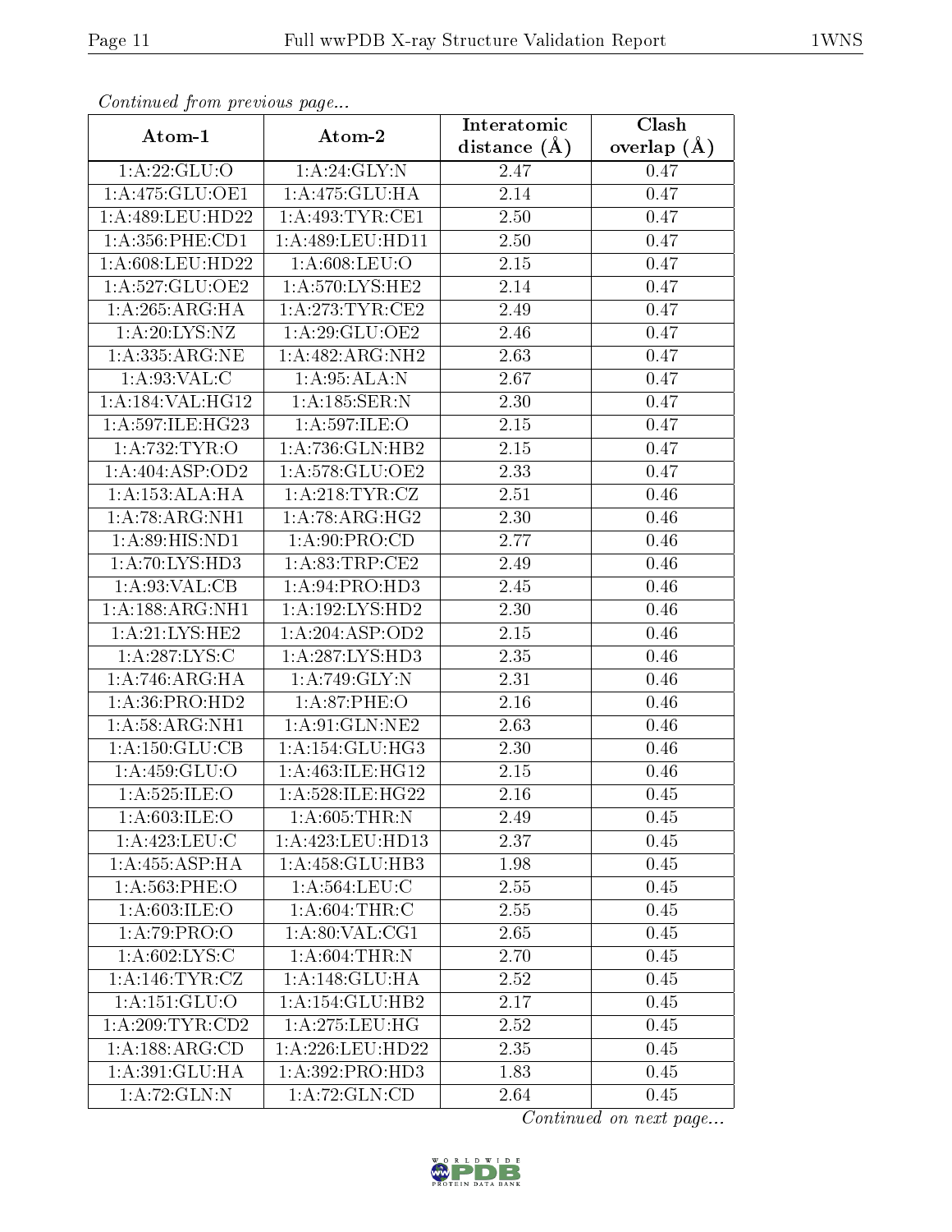*Continued from previous page...*

| Atom-1 | Atom-2 | Interatomic distance (Å) | Clash overlap (Å) |
|---|---|---|---|
| 1:A:22:GLU:O | 1:A:24:GLY:N | 2.47 | 0.47 |
| 1:A:475:GLU:OE1 | 1:A:475:GLU:HA | 2.14 | 0.47 |
| 1:A:489:LEU:HD22 | 1:A:493:TYR:CE1 | 2.50 | 0.47 |
| 1:A:356:PHE:CD1 | 1:A:489:LEU:HD11 | 2.50 | 0.47 |
| 1:A:608:LEU:HD22 | 1:A:608:LEU:O | 2.15 | 0.47 |
| 1:A:527:GLU:OE2 | 1:A:570:LYS:HE2 | 2.14 | 0.47 |
| 1:A:265:ARG:HA | 1:A:273:TYR:CE2 | 2.49 | 0.47 |
| 1:A:20:LYS:NZ | 1:A:29:GLU:OE2 | 2.46 | 0.47 |
| 1:A:335:ARG:NE | 1:A:482:ARG:NH2 | 2.63 | 0.47 |
| 1:A:93:VAL:C | 1:A:95:ALA:N | 2.67 | 0.47 |
| 1:A:184:VAL:HG12 | 1:A:185:SER:N | 2.30 | 0.47 |
| 1:A:597:ILE:HG23 | 1:A:597:ILE:O | 2.15 | 0.47 |
| 1:A:732:TYR:O | 1:A:736:GLN:HB2 | 2.15 | 0.47 |
| 1:A:404:ASP:OD2 | 1:A:578:GLU:OE2 | 2.33 | 0.47 |
| 1:A:153:ALA:HA | 1:A:218:TYR:CZ | 2.51 | 0.46 |
| 1:A:78:ARG:NH1 | 1:A:78:ARG:HG2 | 2.30 | 0.46 |
| 1:A:89:HIS:ND1 | 1:A:90:PRO:CD | 2.77 | 0.46 |
| 1:A:70:LYS:HD3 | 1:A:83:TRP:CE2 | 2.49 | 0.46 |
| 1:A:93:VAL:CB | 1:A:94:PRO:HD3 | 2.45 | 0.46 |
| 1:A:188:ARG:NH1 | 1:A:192:LYS:HD2 | 2.30 | 0.46 |
| 1:A:21:LYS:HE2 | 1:A:204:ASP:OD2 | 2.15 | 0.46 |
| 1:A:287:LYS:C | 1:A:287:LYS:HD3 | 2.35 | 0.46 |
| 1:A:746:ARG:HA | 1:A:749:GLY:N | 2.31 | 0.46 |
| 1:A:36:PRO:HD2 | 1:A:87:PHE:O | 2.16 | 0.46 |
| 1:A:58:ARG:NH1 | 1:A:91:GLN:NE2 | 2.63 | 0.46 |
| 1:A:150:GLU:CB | 1:A:154:GLU:HG3 | 2.30 | 0.46 |
| 1:A:459:GLU:O | 1:A:463:ILE:HG12 | 2.15 | 0.46 |
| 1:A:525:ILE:O | 1:A:528:ILE:HG22 | 2.16 | 0.45 |
| 1:A:603:ILE:O | 1:A:605:THR:N | 2.49 | 0.45 |
| 1:A:423:LEU:C | 1:A:423:LEU:HD13 | 2.37 | 0.45 |
| 1:A:455:ASP:HA | 1:A:458:GLU:HB3 | 1.98 | 0.45 |
| 1:A:563:PHE:O | 1:A:564:LEU:C | 2.55 | 0.45 |
| 1:A:603:ILE:O | 1:A:604:THR:C | 2.55 | 0.45 |
| 1:A:79:PRO:O | 1:A:80:VAL:CG1 | 2.65 | 0.45 |
| 1:A:602:LYS:C | 1:A:604:THR:N | 2.70 | 0.45 |
| 1:A:146:TYR:CZ | 1:A:148:GLU:HA | 2.52 | 0.45 |
| 1:A:151:GLU:O | 1:A:154:GLU:HB2 | 2.17 | 0.45 |
| 1:A:209:TYR:CD2 | 1:A:275:LEU:HG | 2.52 | 0.45 |
| 1:A:188:ARG:CD | 1:A:226:LEU:HD22 | 2.35 | 0.45 |
| 1:A:391:GLU:HA | 1:A:392:PRO:HD3 | 1.83 | 0.45 |
| 1:A:72:GLN:N | 1:A:72:GLN:CD | 2.64 | 0.45 |

*Continued on next page...*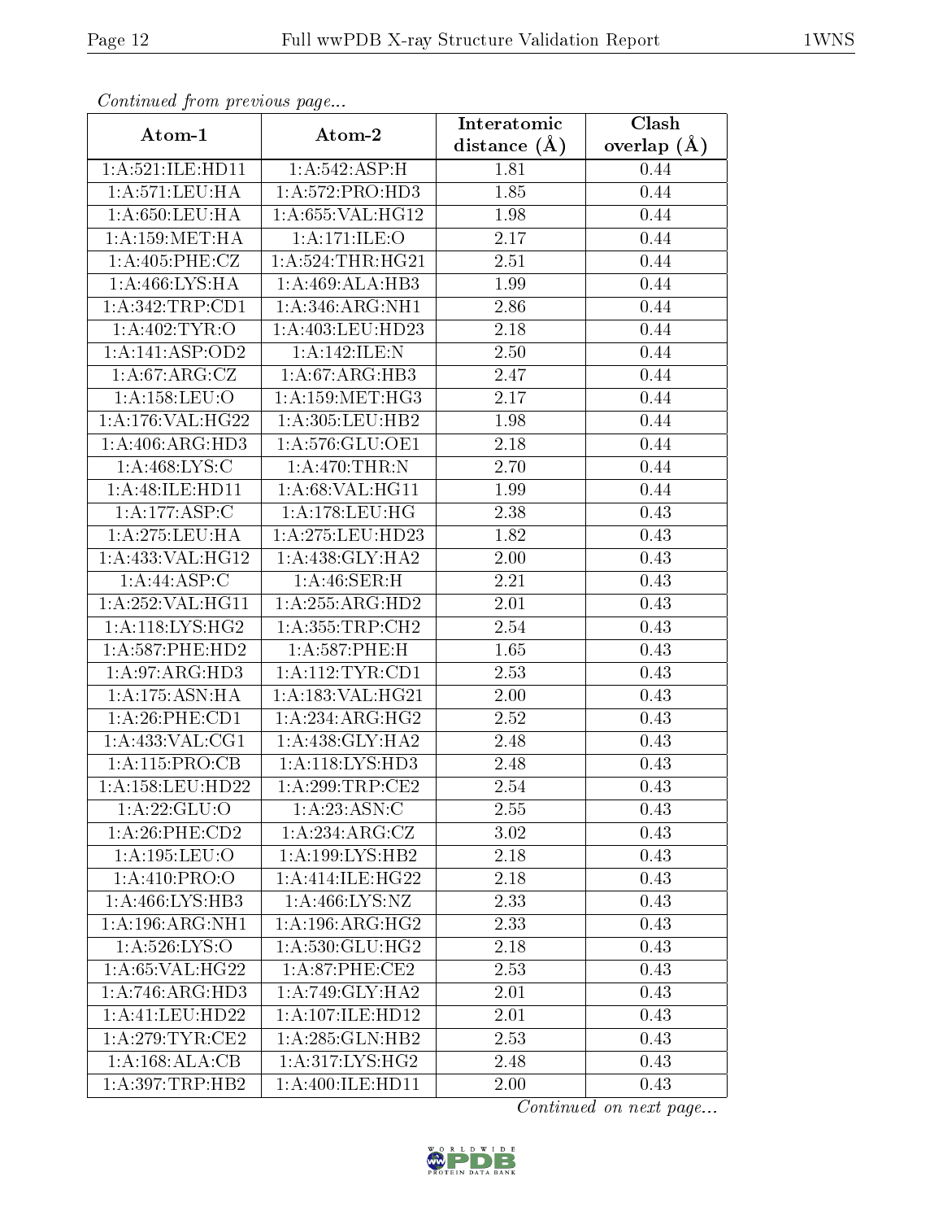*Continued from previous page...*

| Atom-1 | Atom-2 | Interatomic distance (Å) | Clash overlap (Å) |
|---|---|---|---|
| 1:A:521:ILE:HD11 | 1:A:542:ASP:H | 1.81 | 0.44 |
| 1:A:571:LEU:HA | 1:A:572:PRO:HD3 | 1.85 | 0.44 |
| 1:A:650:LEU:HA | 1:A:655:VAL:HG12 | 1.98 | 0.44 |
| 1:A:159:MET:HA | 1:A:171:ILE:O | 2.17 | 0.44 |
| 1:A:405:PHE:CZ | 1:A:524:THR:HG21 | 2.51 | 0.44 |
| 1:A:466:LYS:HA | 1:A:469:ALA:HB3 | 1.99 | 0.44 |
| 1:A:342:TRP:CD1 | 1:A:346:ARG:NH1 | 2.86 | 0.44 |
| 1:A:402:TYR:O | 1:A:403:LEU:HD23 | 2.18 | 0.44 |
| 1:A:141:ASP:OD2 | 1:A:142:ILE:N | 2.50 | 0.44 |
| 1:A:67:ARG:CZ | 1:A:67:ARG:HB3 | 2.47 | 0.44 |
| 1:A:158:LEU:O | 1:A:159:MET:HG3 | 2.17 | 0.44 |
| 1:A:176:VAL:HG22 | 1:A:305:LEU:HB2 | 1.98 | 0.44 |
| 1:A:406:ARG:HD3 | 1:A:576:GLU:OE1 | 2.18 | 0.44 |
| 1:A:468:LYS:C | 1:A:470:THR:N | 2.70 | 0.44 |
| 1:A:48:ILE:HD11 | 1:A:68:VAL:HG11 | 1.99 | 0.44 |
| 1:A:177:ASP:C | 1:A:178:LEU:HG | 2.38 | 0.43 |
| 1:A:275:LEU:HA | 1:A:275:LEU:HD23 | 1.82 | 0.43 |
| 1:A:433:VAL:HG12 | 1:A:438:GLY:HA2 | 2.00 | 0.43 |
| 1:A:44:ASP:C | 1:A:46:SER:H | 2.21 | 0.43 |
| 1:A:252:VAL:HG11 | 1:A:255:ARG:HD2 | 2.01 | 0.43 |
| 1:A:118:LYS:HG2 | 1:A:355:TRP:CH2 | 2.54 | 0.43 |
| 1:A:587:PHE:HD2 | 1:A:587:PHE:H | 1.65 | 0.43 |
| 1:A:97:ARG:HD3 | 1:A:112:TYR:CD1 | 2.53 | 0.43 |
| 1:A:175:ASN:HA | 1:A:183:VAL:HG21 | 2.00 | 0.43 |
| 1:A:26:PHE:CD1 | 1:A:234:ARG:HG2 | 2.52 | 0.43 |
| 1:A:433:VAL:CG1 | 1:A:438:GLY:HA2 | 2.48 | 0.43 |
| 1:A:115:PRO:CB | 1:A:118:LYS:HD3 | 2.48 | 0.43 |
| 1:A:158:LEU:HD22 | 1:A:299:TRP:CE2 | 2.54 | 0.43 |
| 1:A:22:GLU:O | 1:A:23:ASN:C | 2.55 | 0.43 |
| 1:A:26:PHE:CD2 | 1:A:234:ARG:CZ | 3.02 | 0.43 |
| 1:A:195:LEU:O | 1:A:199:LYS:HB2 | 2.18 | 0.43 |
| 1:A:410:PRO:O | 1:A:414:ILE:HG22 | 2.18 | 0.43 |
| 1:A:466:LYS:HB3 | 1:A:466:LYS:NZ | 2.33 | 0.43 |
| 1:A:196:ARG:NH1 | 1:A:196:ARG:HG2 | 2.33 | 0.43 |
| 1:A:526:LYS:O | 1:A:530:GLU:HG2 | 2.18 | 0.43 |
| 1:A:65:VAL:HG22 | 1:A:87:PHE:CE2 | 2.53 | 0.43 |
| 1:A:746:ARG:HD3 | 1:A:749:GLY:HA2 | 2.01 | 0.43 |
| 1:A:41:LEU:HD22 | 1:A:107:ILE:HD12 | 2.01 | 0.43 |
| 1:A:279:TYR:CE2 | 1:A:285:GLN:HB2 | 2.53 | 0.43 |
| 1:A:168:ALA:CB | 1:A:317:LYS:HG2 | 2.48 | 0.43 |
| 1:A:397:TRP:HB2 | 1:A:400:ILE:HD11 | 2.00 | 0.43 |

*Continued on next page...*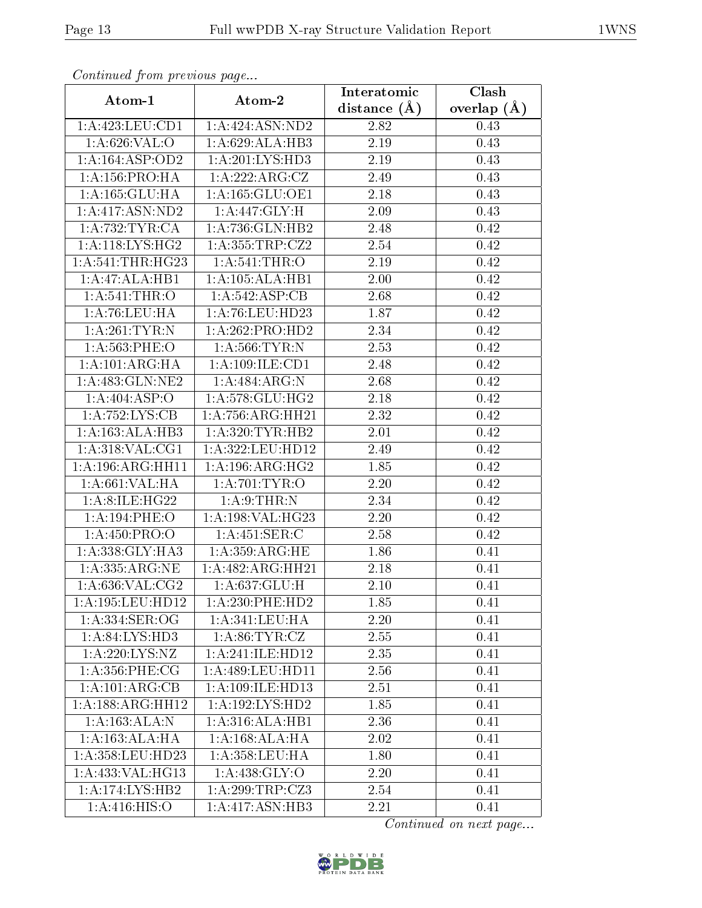*Continued from previous page...*

| Atom-1 | Atom-2 | Interatomic distance (Å) | Clash overlap (Å) |
|---|---|---|---|
| 1:A:423:LEU:CD1 | 1:A:424:ASN:ND2 | 2.82 | 0.43 |
| 1:A:626:VAL:O | 1:A:629:ALA:HB3 | 2.19 | 0.43 |
| 1:A:164:ASP:OD2 | 1:A:201:LYS:HD3 | 2.19 | 0.43 |
| 1:A:156:PRO:HA | 1:A:222:ARG:CZ | 2.49 | 0.43 |
| 1:A:165:GLU:HA | 1:A:165:GLU:OE1 | 2.18 | 0.43 |
| 1:A:417:ASN:ND2 | 1:A:447:GLY:H | 2.09 | 0.43 |
| 1:A:732:TYR:CA | 1:A:736:GLN:HB2 | 2.48 | 0.42 |
| 1:A:118:LYS:HG2 | 1:A:355:TRP:CZ2 | 2.54 | 0.42 |
| 1:A:541:THR:HG23 | 1:A:541:THR:O | 2.19 | 0.42 |
| 1:A:47:ALA:HB1 | 1:A:105:ALA:HB1 | 2.00 | 0.42 |
| 1:A:541:THR:O | 1:A:542:ASP:CB | 2.68 | 0.42 |
| 1:A:76:LEU:HA | 1:A:76:LEU:HD23 | 1.87 | 0.42 |
| 1:A:261:TYR:N | 1:A:262:PRO:HD2 | 2.34 | 0.42 |
| 1:A:563:PHE:O | 1:A:566:TYR:N | 2.53 | 0.42 |
| 1:A:101:ARG:HA | 1:A:109:ILE:CD1 | 2.48 | 0.42 |
| 1:A:483:GLN:NE2 | 1:A:484:ARG:N | 2.68 | 0.42 |
| 1:A:404:ASP:O | 1:A:578:GLU:HG2 | 2.18 | 0.42 |
| 1:A:752:LYS:CB | 1:A:756:ARG:HH21 | 2.32 | 0.42 |
| 1:A:163:ALA:HB3 | 1:A:320:TYR:HB2 | 2.01 | 0.42 |
| 1:A:318:VAL:CG1 | 1:A:322:LEU:HD12 | 2.49 | 0.42 |
| 1:A:196:ARG:HH11 | 1:A:196:ARG:HG2 | 1.85 | 0.42 |
| 1:A:661:VAL:HA | 1:A:701:TYR:O | 2.20 | 0.42 |
| 1:A:8:ILE:HG22 | 1:A:9:THR:N | 2.34 | 0.42 |
| 1:A:194:PHE:O | 1:A:198:VAL:HG23 | 2.20 | 0.42 |
| 1:A:450:PRO:O | 1:A:451:SER:C | 2.58 | 0.42 |
| 1:A:338:GLY:HA3 | 1:A:359:ARG:HE | 1.86 | 0.41 |
| 1:A:335:ARG:NE | 1:A:482:ARG:HH21 | 2.18 | 0.41 |
| 1:A:636:VAL:CG2 | 1:A:637:GLU:H | 2.10 | 0.41 |
| 1:A:195:LEU:HD12 | 1:A:230:PHE:HD2 | 1.85 | 0.41 |
| 1:A:334:SER:OG | 1:A:341:LEU:HA | 2.20 | 0.41 |
| 1:A:84:LYS:HD3 | 1:A:86:TYR:CZ | 2.55 | 0.41 |
| 1:A:220:LYS:NZ | 1:A:241:ILE:HD12 | 2.35 | 0.41 |
| 1:A:356:PHE:CG | 1:A:489:LEU:HD11 | 2.56 | 0.41 |
| 1:A:101:ARG:CB | 1:A:109:ILE:HD13 | 2.51 | 0.41 |
| 1:A:188:ARG:HH12 | 1:A:192:LYS:HD2 | 1.85 | 0.41 |
| 1:A:163:ALA:N | 1:A:316:ALA:HB1 | 2.36 | 0.41 |
| 1:A:163:ALA:HA | 1:A:168:ALA:HA | 2.02 | 0.41 |
| 1:A:358:LEU:HD23 | 1:A:358:LEU:HA | 1.80 | 0.41 |
| 1:A:433:VAL:HG13 | 1:A:438:GLY:O | 2.20 | 0.41 |
| 1:A:174:LYS:HB2 | 1:A:299:TRP:CZ3 | 2.54 | 0.41 |
| 1:A:416:HIS:O | 1:A:417:ASN:HB3 | 2.21 | 0.41 |

*Continued on next page...*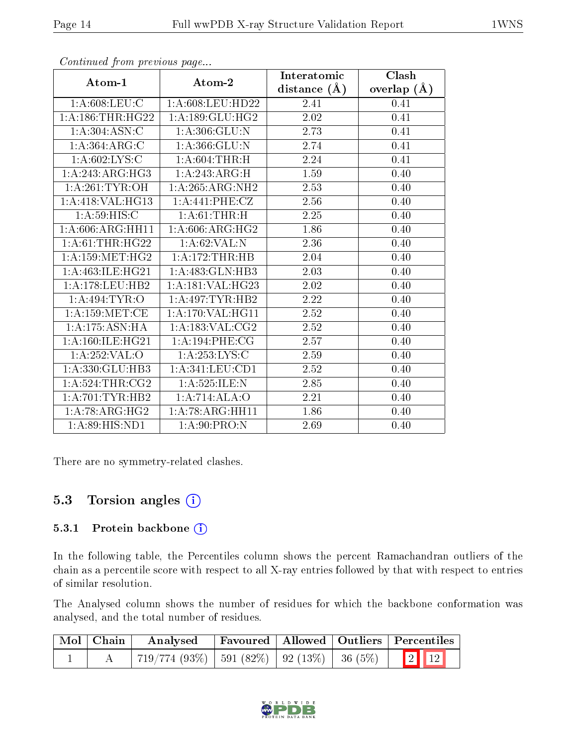*Continued from previous page...*

| Atom-1 | Atom-2 | Interatomic distance (Å) | Clash overlap (Å) |
|---|---|---|---|
| 1:A:608:LEU:C | 1:A:608:LEU:HD22 | 2.41 | 0.41 |
| 1:A:186:THR:HG22 | 1:A:189:GLU:HG2 | 2.02 | 0.41 |
| 1:A:304:ASN:C | 1:A:306:GLU:N | 2.73 | 0.41 |
| 1:A:364:ARG:C | 1:A:366:GLU:N | 2.74 | 0.41 |
| 1:A:602:LYS:C | 1:A:604:THR:H | 2.24 | 0.41 |
| 1:A:243:ARG:HG3 | 1:A:243:ARG:H | 1.59 | 0.40 |
| 1:A:261:TYR:OH | 1:A:265:ARG:NH2 | 2.53 | 0.40 |
| 1:A:418:VAL:HG13 | 1:A:441:PHE:CZ | 2.56 | 0.40 |
| 1:A:59:HIS:C | 1:A:61:THR:H | 2.25 | 0.40 |
| 1:A:606:ARG:HH11 | 1:A:606:ARG:HG2 | 1.86 | 0.40 |
| 1:A:61:THR:HG22 | 1:A:62:VAL:N | 2.36 | 0.40 |
| 1:A:159:MET:HG2 | 1:A:172:THR:HB | 2.04 | 0.40 |
| 1:A:463:ILE:HG21 | 1:A:483:GLN:HB3 | 2.03 | 0.40 |
| 1:A:178:LEU:HB2 | 1:A:181:VAL:HG23 | 2.02 | 0.40 |
| 1:A:494:TYR:O | 1:A:497:TYR:HB2 | 2.22 | 0.40 |
| 1:A:159:MET:CE | 1:A:170:VAL:HG11 | 2.52 | 0.40 |
| 1:A:175:ASN:HA | 1:A:183:VAL:CG2 | 2.52 | 0.40 |
| 1:A:160:ILE:HG21 | 1:A:194:PHE:CG | 2.57 | 0.40 |
| 1:A:252:VAL:O | 1:A:253:LYS:C | 2.59 | 0.40 |
| 1:A:330:GLU:HB3 | 1:A:341:LEU:CD1 | 2.52 | 0.40 |
| 1:A:524:THR:CG2 | 1:A:525:ILE:N | 2.85 | 0.40 |
| 1:A:701:TYR:HB2 | 1:A:714:ALA:O | 2.21 | 0.40 |
| 1:A:78:ARG:HG2 | 1:A:78:ARG:HH11 | 1.86 | 0.40 |
| 1:A:89:HIS:ND1 | 1:A:90:PRO:N | 2.69 | 0.40 |

There are no symmetry-related clashes.

## 5.3 Torsion angles

### 5.3.1 Protein backbone

In the following table, the Percentiles column shows the percent Ramachandran outliers of the chain as a percentile score with respect to all X-ray entries followed by that with respect to entries of similar resolution.

The Analysed column shows the number of residues for which the backbone conformation was analysed, and the total number of residues.

| Mol | Chain | Analysed | Favoured | Allowed | Outliers | Percentiles |
|---|---|---|---|---|---|---|
| 1 | A | 719/774 (93%) | 591 (82%) | 92 (13%) | 36 (5%) | 2 12 |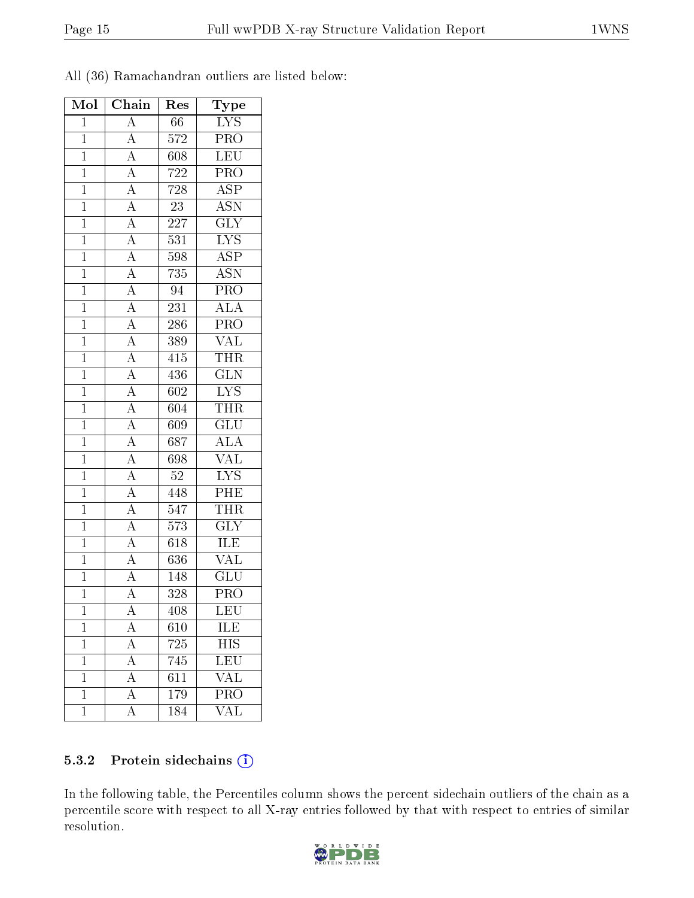All (36) Ramachandran outliers are listed below:

| Mol | Chain | Res | Type |
|---|---|---|---|
| 1 | A | 66 | LYS |
| 1 | A | 572 | PRO |
| 1 | A | 608 | LEU |
| 1 | A | 722 | PRO |
| 1 | A | 728 | ASP |
| 1 | A | 23 | ASN |
| 1 | A | 227 | GLY |
| 1 | A | 531 | LYS |
| 1 | A | 598 | ASP |
| 1 | A | 735 | ASN |
| 1 | A | 94 | PRO |
| 1 | A | 231 | ALA |
| 1 | A | 286 | PRO |
| 1 | A | 389 | VAL |
| 1 | A | 415 | THR |
| 1 | A | 436 | GLN |
| 1 | A | 602 | LYS |
| 1 | A | 604 | THR |
| 1 | A | 609 | GLU |
| 1 | A | 687 | ALA |
| 1 | A | 698 | VAL |
| 1 | A | 52 | LYS |
| 1 | A | 448 | PHE |
| 1 | A | 547 | THR |
| 1 | A | 573 | GLY |
| 1 | A | 618 | ILE |
| 1 | A | 636 | VAL |
| 1 | A | 148 | GLU |
| 1 | A | 328 | PRO |
| 1 | A | 408 | LEU |
| 1 | A | 610 | ILE |
| 1 | A | 725 | HIS |
| 1 | A | 745 | LEU |
| 1 | A | 611 | VAL |
| 1 | A | 179 | PRO |
| 1 | A | 184 | VAL |

### 5.3.2 Protein sidechains

In the following table, the Percentiles column shows the percent sidechain outliers of the chain as a percentile score with respect to all X-ray entries followed by that with respect to entries of similar resolution.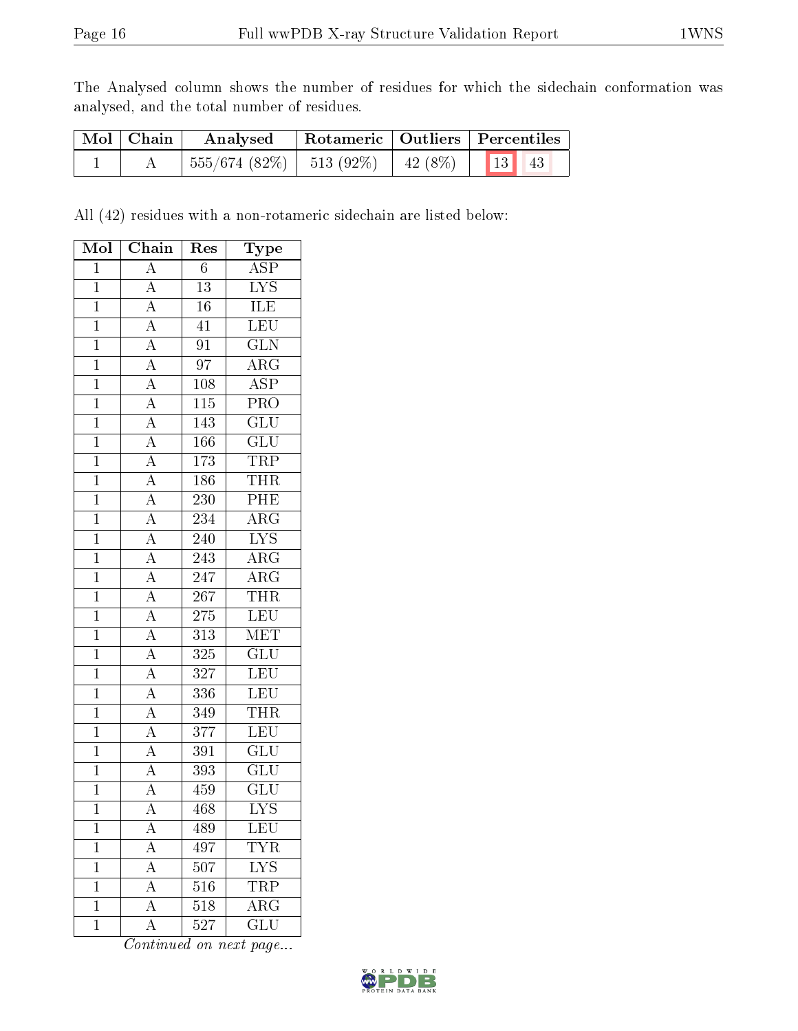The Analysed column shows the number of residues for which the sidechain conformation was analysed, and the total number of residues.

| Mol | Chain | Analysed | Rotameric | Outliers | Percentiles | |
|---|---|---|---|---|---|---|
| 1 | A | 555/674 (82%) | 513 (92%) | 42 (8%) | 13 | 43 |

All (42) residues with a non-rotameric sidechain are listed below:

| Mol | Chain | Res | Type |
|---|---|---|---|
| 1 | A | 6 | ASP |
| 1 | A | 13 | LYS |
| 1 | A | 16 | ILE |
| 1 | A | 41 | LEU |
| 1 | A | 91 | GLN |
| 1 | A | 97 | ARG |
| 1 | A | 108 | ASP |
| 1 | A | 115 | PRO |
| 1 | A | 143 | GLU |
| 1 | A | 166 | GLU |
| 1 | A | 173 | TRP |
| 1 | A | 186 | THR |
| 1 | A | 230 | PHE |
| 1 | A | 234 | ARG |
| 1 | A | 240 | LYS |
| 1 | A | 243 | ARG |
| 1 | A | 247 | ARG |
| 1 | A | 267 | THR |
| 1 | A | 275 | LEU |
| 1 | A | 313 | MET |
| 1 | A | 325 | GLU |
| 1 | A | 327 | LEU |
| 1 | A | 336 | LEU |
| 1 | A | 349 | THR |
| 1 | A | 377 | LEU |
| 1 | A | 391 | GLU |
| 1 | A | 393 | GLU |
| 1 | A | 459 | GLU |
| 1 | A | 468 | LYS |
| 1 | A | 489 | LEU |
| 1 | A | 497 | TYR |
| 1 | A | 507 | LYS |
| 1 | A | 516 | TRP |
| 1 | A | 518 | ARG |
| 1 | A | 527 | GLU |

*Continued on next page...*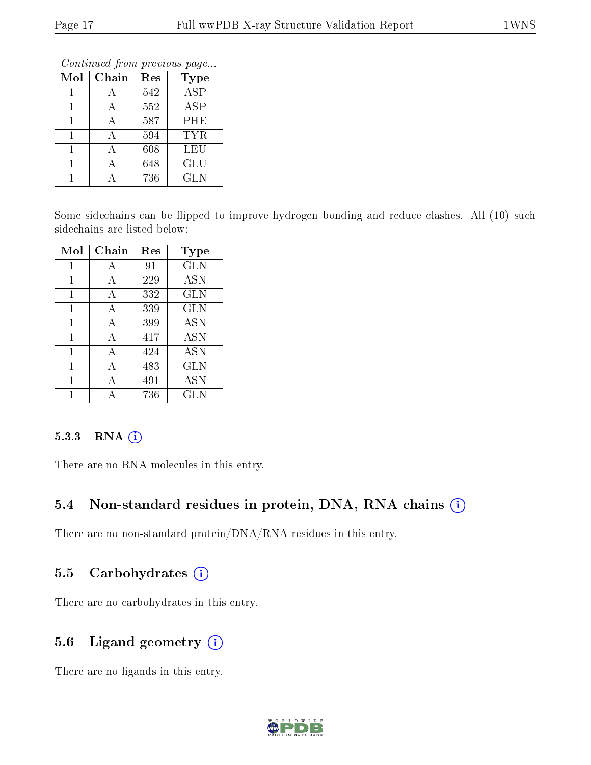*Continued from previous page...*

| Mol | Chain | Res | Type |
|---|---|---|---|
| 1 | A | 542 | ASP |
| 1 | A | 552 | ASP |
| 1 | A | 587 | PHE |
| 1 | A | 594 | TYR |
| 1 | A | 608 | LEU |
| 1 | A | 648 | GLU |
| 1 | A | 736 | GLN |

Some sidechains can be flipped to improve hydrogen bonding and reduce clashes. All (10) such sidechains are listed below:

| Mol | Chain | Res | Type |
|---|---|---|---|
| 1 | A | 91 | GLN |
| 1 | A | 229 | ASN |
| 1 | A | 332 | GLN |
| 1 | A | 339 | GLN |
| 1 | A | 399 | ASN |
| 1 | A | 417 | ASN |
| 1 | A | 424 | ASN |
| 1 | A | 483 | GLN |
| 1 | A | 491 | ASN |
| 1 | A | 736 | GLN |

#### 5.3.3 RNA

There are no RNA molecules in this entry.

### 5.4 Non-standard residues in protein, DNA, RNA chains

There are no non-standard protein/DNA/RNA residues in this entry.

### 5.5 Carbohydrates

There are no carbohydrates in this entry.

### 5.6 Ligand geometry

There are no ligands in this entry.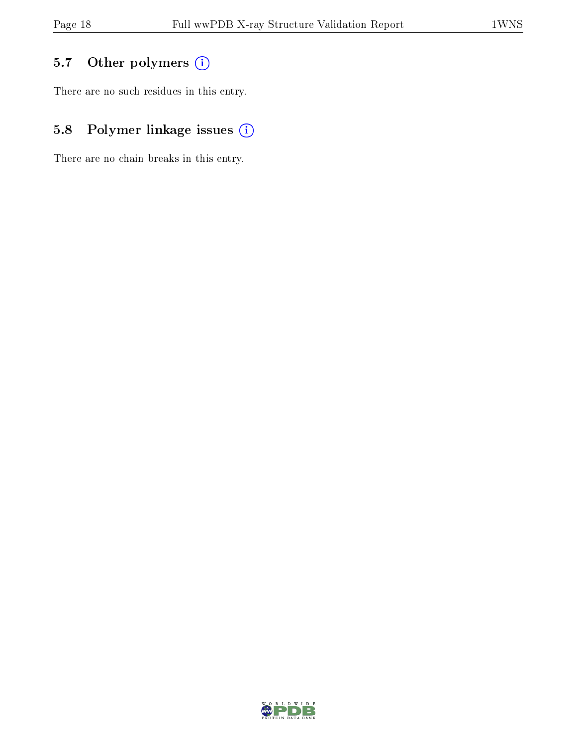### 5.7 Other polymers

There are no such residues in this entry.

### 5.8 Polymer linkage issues

There are no chain breaks in this entry.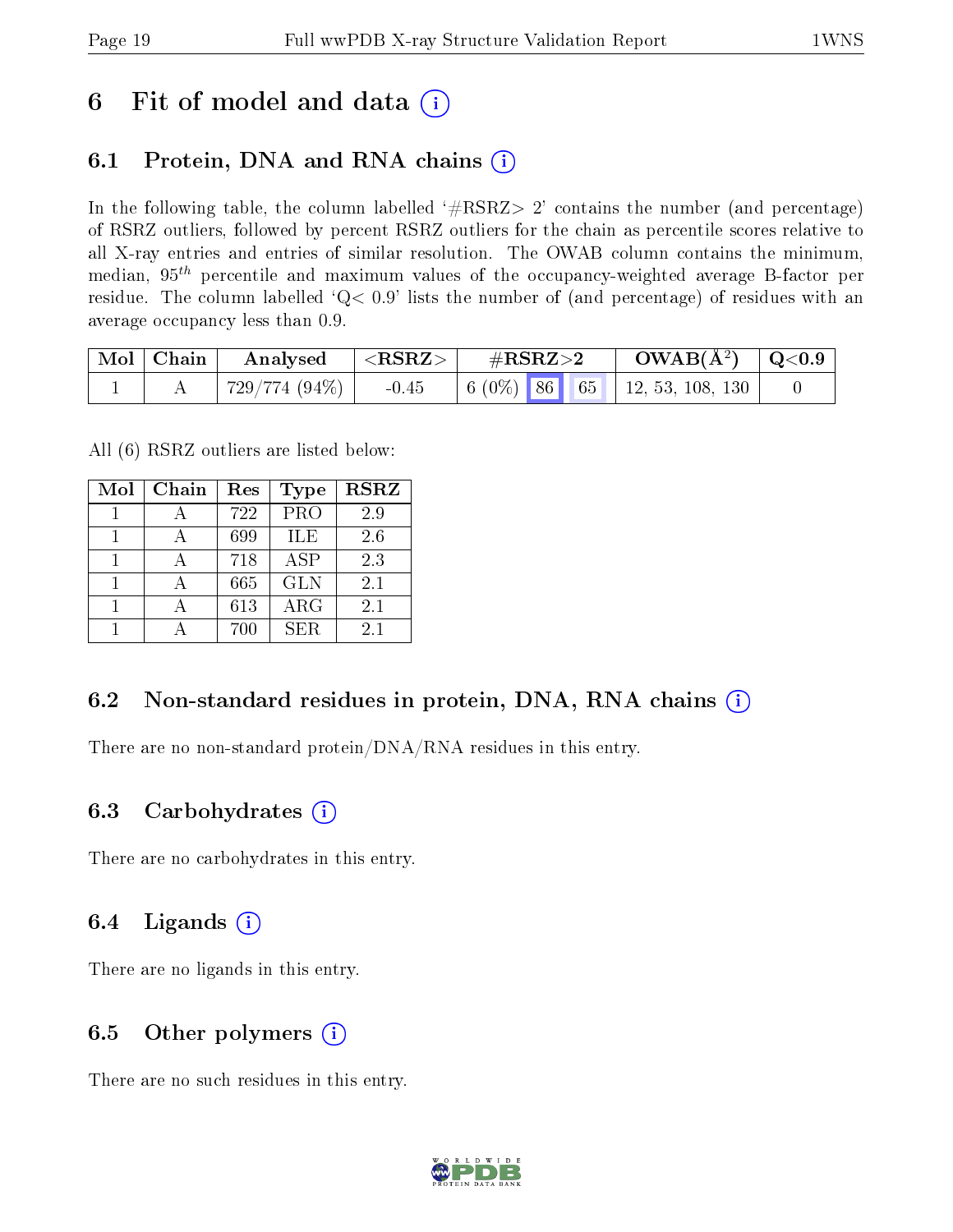# 6 Fit of model and data (i)

## 6.1 Protein, DNA and RNA chains (i)

In the following table, the column labelled '#RSRZ> 2' contains the number (and percentage) of RSRZ outliers, followed by percent RSRZ outliers for the chain as percentile scores relative to all X-ray entries and entries of similar resolution. The OWAB column contains the minimum, median, $95^{th}$ percentile and maximum values of the occupancy-weighted average B-factor per residue. The column labelled 'Q< 0.9' lists the number of (and percentage) of residues with an average occupancy less than 0.9.

| Mol | Chain | Analysed | <RSRZ> | #RSRZ>2 | | | OWAB(Å$^2$) | Q<0.9 |
|---|---|---|---|---|---|---|---|---|
| 1 | A | 729/774 (94%) | -0.45 | 6 (0%) | 86 | 65 | 12, 53, 108, 130 | 0 |

All (6) RSRZ outliers are listed below:

| Mol | Chain | Res | Type | RSRZ |
|---|---|---|---|---|
| 1 | A | 722 | PRO | 2.9 |
| 1 | A | 699 | ILE | 2.6 |
| 1 | A | 718 | ASP | 2.3 |
| 1 | A | 665 | GLN | 2.1 |
| 1 | A | 613 | ARG | 2.1 |
| 1 | A | 700 | SER | 2.1 |

## 6.2 Non-standard residues in protein, DNA, RNA chains (i)

There are no non-standard protein/DNA/RNA residues in this entry.

## 6.3 Carbohydrates (i)

There are no carbohydrates in this entry.

## 6.4 Ligands (i)

There are no ligands in this entry.

## 6.5 Other polymers (i)

There are no such residues in this entry.